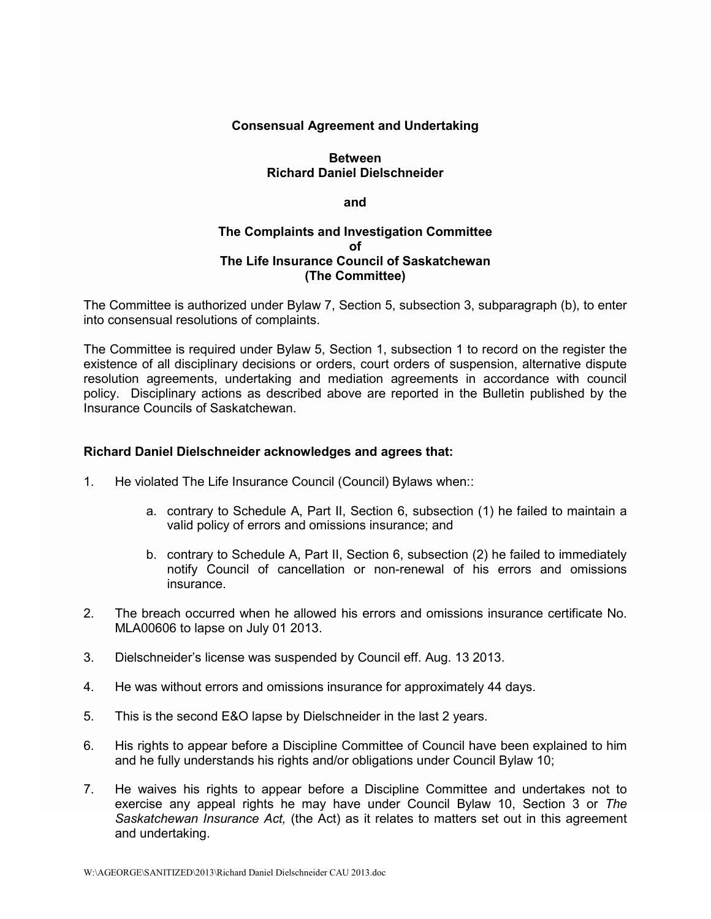**Consensual Agreement and Undertaking**

**Between**
**Richard Daniel Dielschneider**

**and**

**The Complaints and Investigation Committee**
**of**
**The Life Insurance Council of Saskatchewan**
**(The Committee)**

The Committee is authorized under Bylaw 7, Section 5, subsection 3, subparagraph (b), to enter into consensual resolutions of complaints.

The Committee is required under Bylaw 5, Section 1, subsection 1 to record on the register the existence of all disciplinary decisions or orders, court orders of suspension, alternative dispute resolution agreements, undertaking and mediation agreements in accordance with council policy. Disciplinary actions as described above are reported in the Bulletin published by the Insurance Councils of Saskatchewan.

**Richard Daniel Dielschneider acknowledges and agrees that:**

1. He violated The Life Insurance Council (Council) Bylaws when::

    a. contrary to Schedule A, Part II, Section 6, subsection (1) he failed to maintain a valid policy of errors and omissions insurance; and

    b. contrary to Schedule A, Part II, Section 6, subsection (2) he failed to immediately notify Council of cancellation or non-renewal of his errors and omissions insurance.

2. The breach occurred when he allowed his errors and omissions insurance certificate No. MLA00606 to lapse on July 01 2013.

3. Dielschneider's license was suspended by Council eff. Aug. 13 2013.

4. He was without errors and omissions insurance for approximately 44 days.

5. This is the second E&O lapse by Dielschneider in the last 2 years.

6. His rights to appear before a Discipline Committee of Council have been explained to him and he fully understands his rights and/or obligations under Council Bylaw 10;

7. He waives his rights to appear before a Discipline Committee and undertakes not to exercise any appeal rights he may have under Council Bylaw 10, Section 3 or *The Saskatchewan Insurance Act,* (the Act) as it relates to matters set out in this agreement and undertaking.

W:\AGEORGE\SANITIZED\2013\Richard Daniel Dielschneider CAU 2013.doc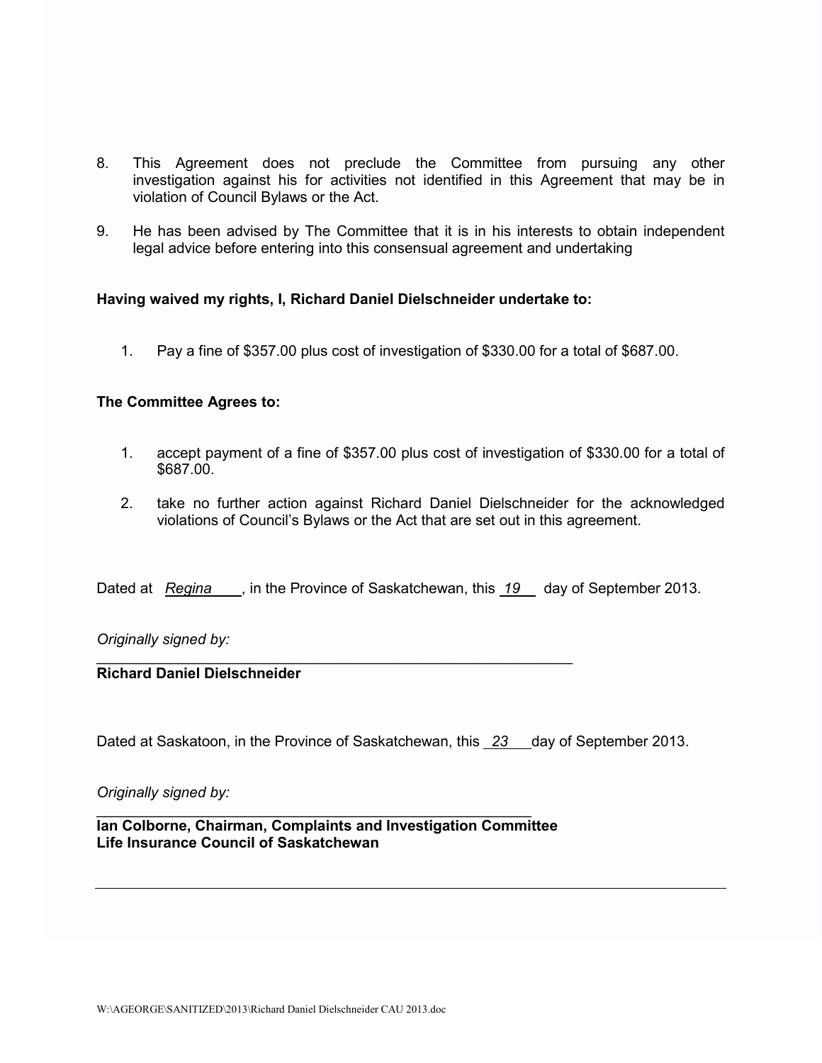8. This Agreement does not preclude the Committee from pursuing any other investigation against his for activities not identified in this Agreement that may be in violation of Council Bylaws or the Act.

9. He has been advised by The Committee that it is in his interests to obtain independent legal advice before entering into this consensual agreement and undertaking

**Having waived my rights, I, Richard Daniel Dielschneider undertake to:**

1. Pay a fine of $357.00 plus cost of investigation of $330.00 for a total of $687.00.

**The Committee Agrees to:**

1. accept payment of a fine of $357.00 plus cost of investigation of $330.00 for a total of $687.00.

2. take no further action against Richard Daniel Dielschneider for the acknowledged violations of Council's Bylaws or the Act that are set out in this agreement.

Dated at *Regina*, in the Province of Saskatchewan, this *19* day of September 2013.

*Originally signed by:*

**Richard Daniel Dielschneider**

Dated at Saskatoon, in the Province of Saskatchewan, this *23* day of September 2013.

*Originally signed by:*

**Ian Colborne, Chairman, Complaints and Investigation Committee**
**Life Insurance Council of Saskatchewan**

W:\AGEORGE\SANITIZED\2013\Richard Daniel Dielschneider CAU 2013.doc